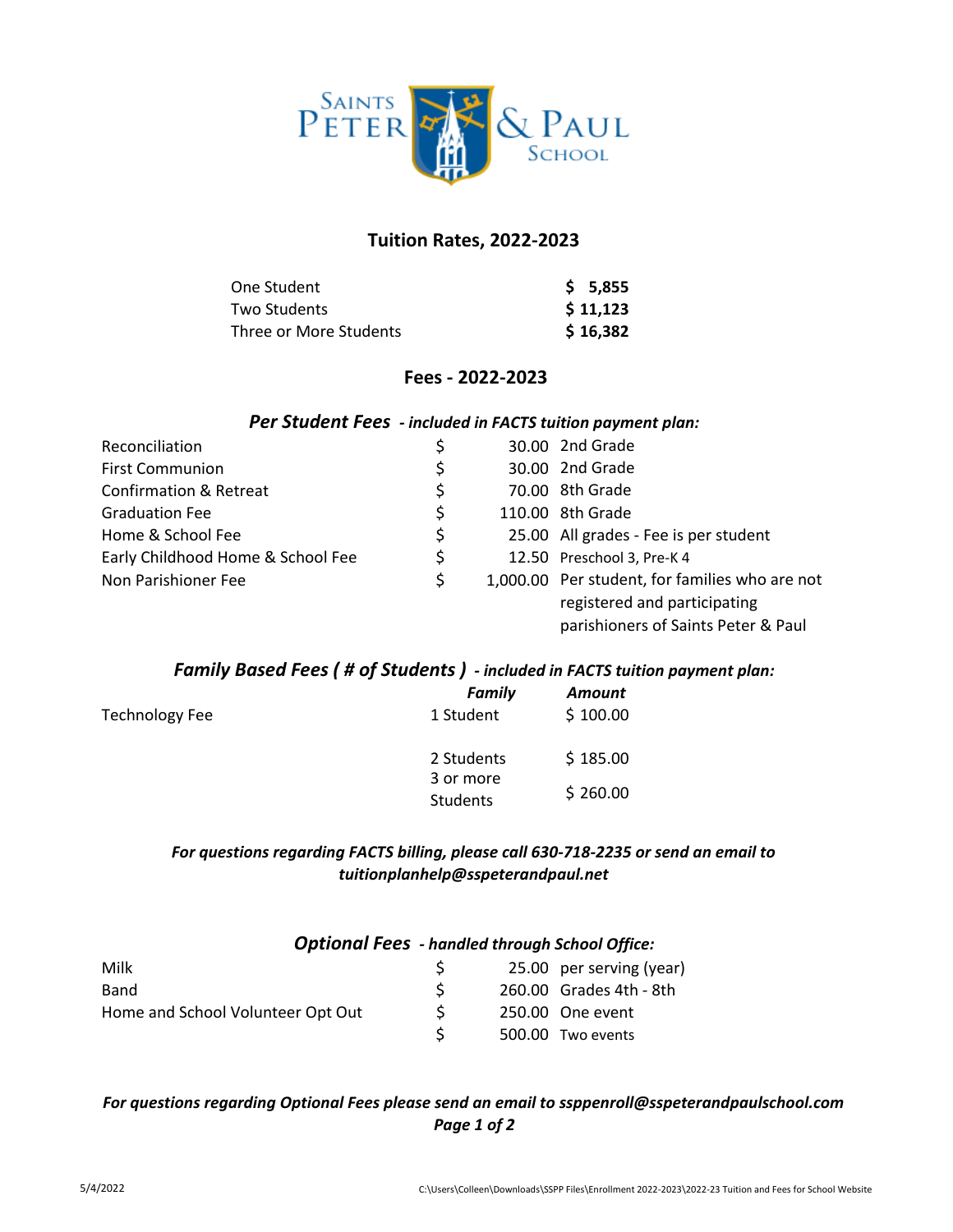Saints Peter & Paul School

## Tuition Rates, 2022-2023

| | |
|---|---|
| One Student | **$ 5,855** |
| Two Students | **$ 11,123** |
| Three or More Students | **$ 16,382** |

## Fees - 2022-2023

### *Per Student Fees - included in FACTS tuition payment plan:*

| | | | |
|---|---|---|---|
| Reconciliation | $ | 30.00 | 2nd Grade |
| First Communion | $ | 30.00 | 2nd Grade |
| Confirmation & Retreat | $ | 70.00 | 8th Grade |
| Graduation Fee | $ | 110.00 | 8th Grade |
| Home & School Fee | $ | 25.00 | All grades - Fee is per student |
| Early Childhood Home & School Fee | $ | 12.50 | Preschool 3, Pre-K 4 |
| Non Parishioner Fee | $ | 1,000.00 | Per student, for families who are not registered and participating parishioners of Saints Peter & Paul |

### *Family Based Fees ( # of Students ) - included in FACTS tuition payment plan:*

| | *Family* | *Amount* |
|---|---|---|
| Technology Fee | 1 Student | $ 100.00 |
| | 2 Students | $ 185.00 |
| | 3 or more Students | $ 260.00 |

***For questions regarding FACTS billing, please call 630-718-2235 or send an email to tuitionplanhelp@sspeterandpaul.net***

### *Optional Fees - handled through School Office:*

| | | | |
|---|---|---|---|
| Milk | $ | 25.00 | per serving (year) |
| Band | $ | 260.00 | Grades 4th - 8th |
| Home and School Volunteer Opt Out | $ | 250.00 | One event |
| | $ | 500.00 | Two events |

***For questions regarding Optional Fees please send an email to ssppenroll@sspeterandpaulschool.com***

5/4/2022

C:\Users\Colleen\Downloads\SSPP Files\Enrollment 2022-2023\2022-23 Tuition and Fees for School Website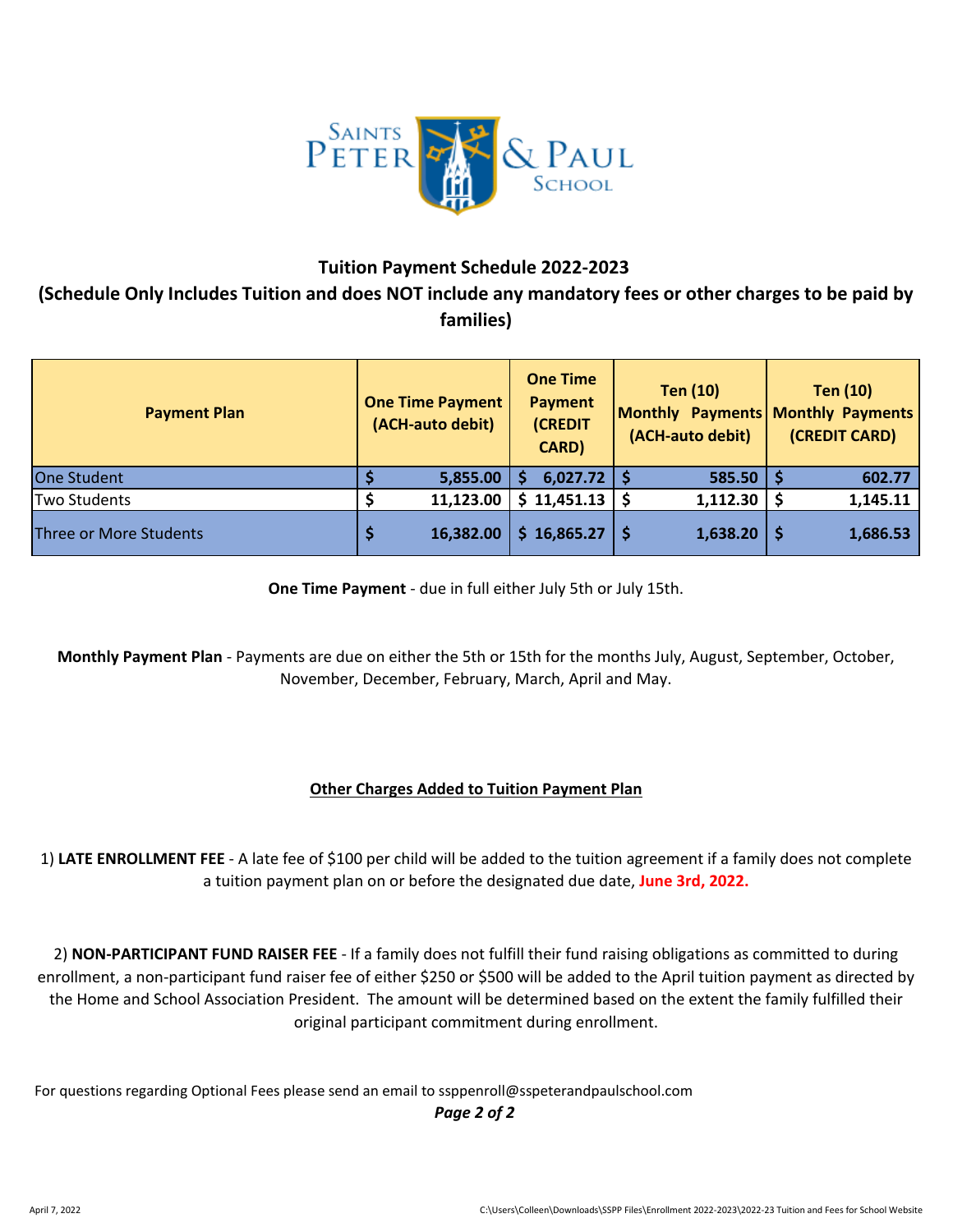SAINTS PETER & PAUL SCHOOL

## Tuition Payment Schedule 2022-2023

## (Schedule Only Includes Tuition and does NOT include any mandatory fees or other charges to be paid by families)

| Payment Plan | One Time Payment (ACH-auto debit) | One Time Payment (CREDIT CARD) | Ten (10) Monthly Payments (ACH-auto debit) | Ten (10) Monthly Payments (CREDIT CARD) |
|---|---|---|---|---|
| One Student | $ 5,855.00 | $ 6,027.72 | $ 585.50 | $ 602.77 |
| Two Students | $ 11,123.00 | $ 11,451.13 | $ 1,112.30 | $ 1,145.11 |
| Three or More Students | $ 16,382.00 | $ 16,865.27 | $ 1,638.20 | $ 1,686.53 |

**One Time Payment** - due in full either July 5th or July 15th.

**Monthly Payment Plan** - Payments are due on either the 5th or 15th for the months July, August, September, October, November, December, February, March, April and May.

**Other Charges Added to Tuition Payment Plan**

1) **LATE ENROLLMENT FEE** - A late fee of $100 per child will be added to the tuition agreement if a family does not complete a tuition payment plan on or before the designated due date, **June 3rd, 2022.**

2) **NON-PARTICIPANT FUND RAISER FEE** - If a family does not fulfill their fund raising obligations as committed to during enrollment, a non-participant fund raiser fee of either $250 or $500 will be added to the April tuition payment as directed by the Home and School Association President. The amount will be determined based on the extent the family fulfilled their original participant commitment during enrollment.

For questions regarding Optional Fees please send an email to ssppenroll@sspeterandpaulschool.com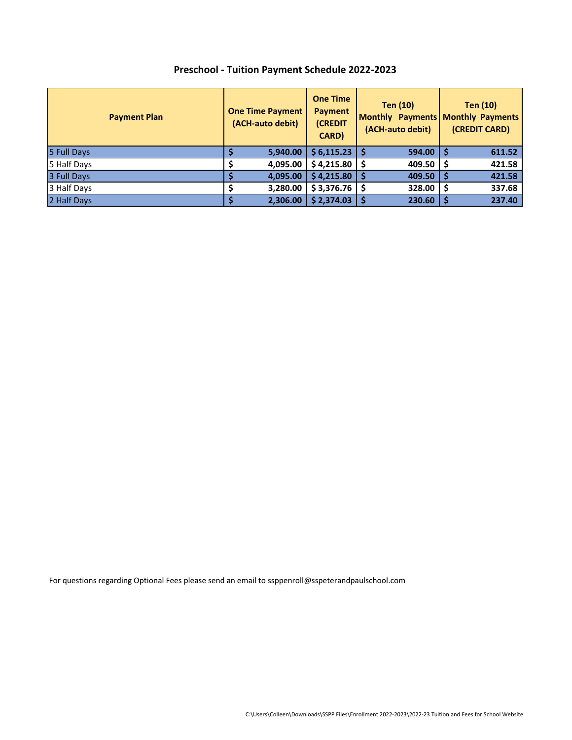## Preschool - Tuition Payment Schedule 2022-2023

| Payment Plan | One Time Payment (ACH-auto debit) | One Time Payment (CREDIT CARD) | Ten (10) Monthly Payments (ACH-auto debit) | Ten (10) Monthly Payments (CREDIT CARD) |
|---|---|---|---|---|
| 5 Full Days | $ 5,940.00 | $ 6,115.23 | $ 594.00 | $ 611.52 |
| 5 Half Days | $ 4,095.00 | $ 4,215.80 | $ 409.50 | $ 421.58 |
| 3 Full Days | $ 4,095.00 | $ 4,215.80 | $ 409.50 | $ 421.58 |
| 3 Half Days | $ 3,280.00 | $ 3,376.76 | $ 328.00 | $ 337.68 |
| 2 Half Days | $ 2,306.00 | $ 2,374.03 | $ 230.60 | $ 237.40 |

For questions regarding Optional Fees please send an email to ssppenroll@sspeterandpaulschool.com